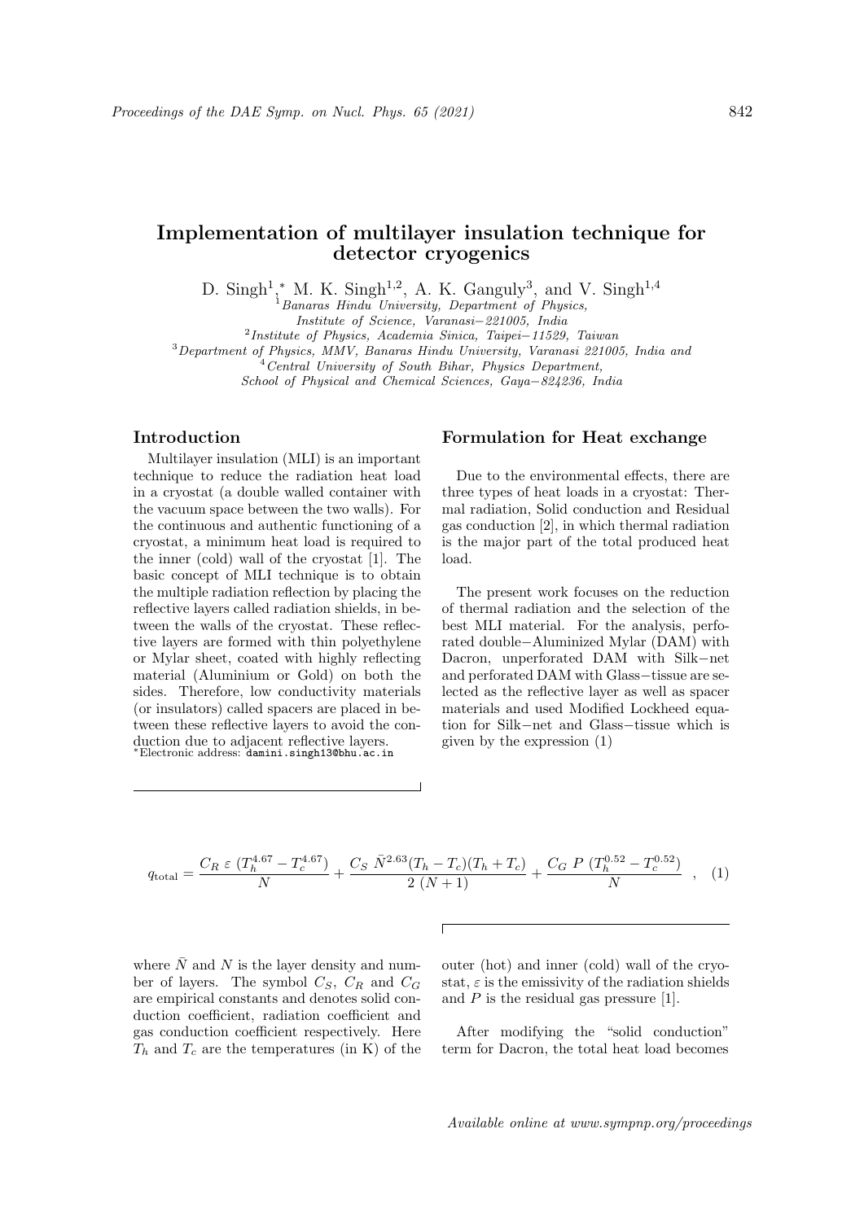# Implementation of multilayer insulation technique for detector cryogenics

D. Singh[1,*], M. K. Singh[1,2], A. K. Ganguly[3], and V. Singh[1,4]

[1] *Banaras Hindu University, Department of Physics, Institute of Science, Varanasi−221005, India*
[2] *Institute of Physics, Academia Sinica, Taipei−11529, Taiwan*
[3] *Department of Physics, MMV, Banaras Hindu University, Varanasi 221005, India and*
[4] *Central University of South Bihar, Physics Department, School of Physical and Chemical Sciences, Gaya−824236, India*

## Introduction

Multilayer insulation (MLI) is an important technique to reduce the radiation heat load in a cryostat (a double walled container with the vacuum space between the two walls). For the continuous and authentic functioning of a cryostat, a minimum heat load is required to the inner (cold) wall of the cryostat [1]. The basic concept of MLI technique is to obtain the multiple radiation reflection by placing the reflective layers called radiation shields, in between the walls of the cryostat. These reflective layers are formed with thin polyethylene or Mylar sheet, coated with highly reflecting material (Aluminium or Gold) on both the sides. Therefore, low conductivity materials (or insulators) called spacers are placed in between these reflective layers to avoid the conduction due to adjacent reflective layers.

*Electronic address: damini.singh13@bhu.ac.in

## Formulation for Heat exchange

Due to the environmental effects, there are three types of heat loads in a cryostat: Thermal radiation, Solid conduction and Residual gas conduction [2], in which thermal radiation is the major part of the total produced heat load.

The present work focuses on the reduction of thermal radiation and the selection of the best MLI material. For the analysis, perforated double−Aluminized Mylar (DAM) with Dacron, unperforated DAM with Silk−net and perforated DAM with Glass−tissue are selected as the reflective layer as well as spacer materials and used Modified Lockheed equation for Silk−net and Glass−tissue which is given by the expression (1)

$$q_{\text{total}} = \frac{C_R \; \varepsilon \; (T_h^{4.67} - T_c^{4.67})}{N} + \frac{C_S \; \bar{N}^{2.63}(T_h - T_c)(T_h + T_c)}{2 \; (N+1)} + \frac{C_G \; P \; (T_h^{0.52} - T_c^{0.52})}{N} \quad , \quad (1)$$

where $\bar{N}$ and $N$ is the layer density and number of layers. The symbol $C_S$, $C_R$ and $C_G$ are empirical constants and denotes solid conduction coefficient, radiation coefficient and gas conduction coefficient respectively. Here $T_h$ and $T_c$ are the temperatures (in K) of the outer (hot) and inner (cold) wall of the cryostat, $\varepsilon$ is the emissivity of the radiation shields and $P$ is the residual gas pressure [1].

After modifying the "solid conduction" term for Dacron, the total heat load becomes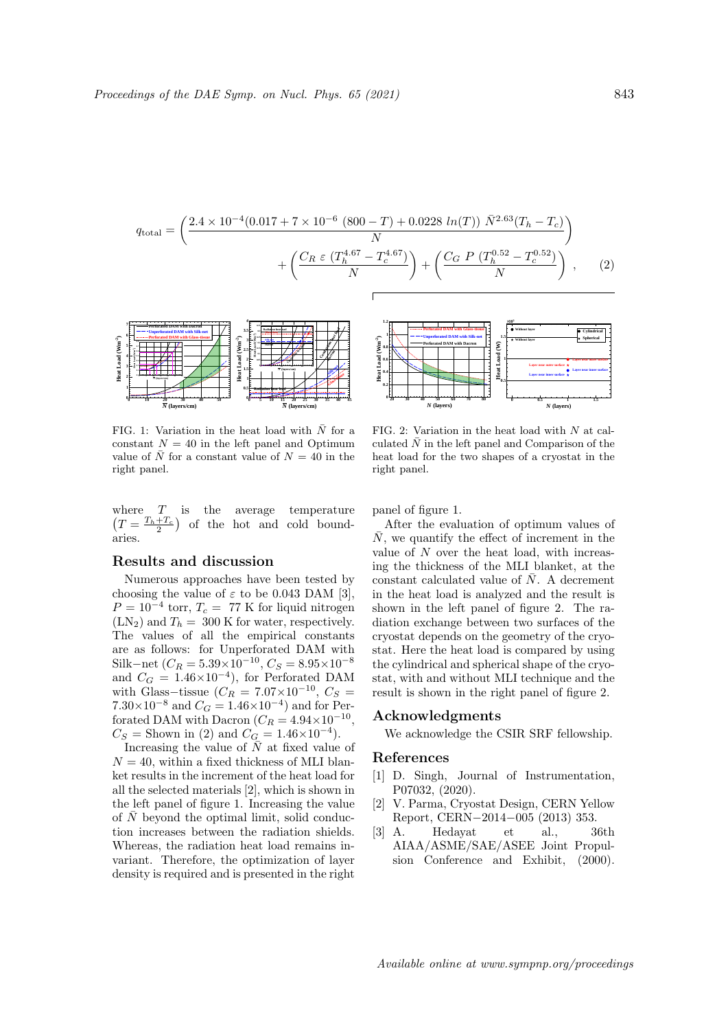$$q_{\text{total}} = \left( \frac{2.4 \times 10^{-4} (0.017 + 7 \times 10^{-6}\ (800 - T) + 0.0228\ ln(T))\ \bar{N}^{2.63} (T_h - T_c)}{N} \right) + \left( \frac{C_R\ \varepsilon\ (T_h^{4.67} - T_c^{4.67})}{N} \right) + \left( \frac{C_G\ P\ (T_h^{0.52} - T_c^{0.52})}{N} \right), \quad (2)$$

Perforated DAM with Dacron
Unperforated DAM with Silk-net
Perforated DAM with Glass-tissue
Heat Load (Wm$^{-2}$)
$\bar{N}$ (layers/cm)
Radiation heat load
Conduction heat load
$\bar{N}$ (layers/cm)

Perforated DAM with Glass-tissue
Unperforated DAM with Silk-net
Perforated DAM with Dacron
Heat Load (Wm$^{-2}$)
N (layers)
Without layer
Cylindrical
Spherical
Layer near outer surface
Layer near inner surface
Heat Load (W)
N (layers)

FIG. 1: Variation in the heat load with $\bar{N}$ for a constant $N = 40$ in the left panel and Optimum value of $\bar{N}$ for a constant value of $N = 40$ in the right panel.

FIG. 2: Variation in the heat load with $N$ at calculated $\bar{N}$ in the left panel and Comparison of the heat load for the two shapes of a cryostat in the right panel.

where $T$ is the average temperature $\left(T = \frac{T_h + T_c}{2}\right)$ of the hot and cold boundaries.

## Results and discussion

Numerous approaches have been tested by choosing the value of $\varepsilon$ to be 0.043 DAM [3], $P = 10^{-4}$ torr, $T_c =$ 77 K for liquid nitrogen ($LN_2$) and $T_h =$ 300 K for water, respectively. The values of all the empirical constants are as follows: for Unperforated DAM with Silk−net ($C_R = 5.39 \times 10^{-10}$, $C_S = 8.95 \times 10^{-8}$ and $C_G = 1.46 \times 10^{-4}$), for Perforated DAM with Glass−tissue ($C_R = 7.07 \times 10^{-10}$, $C_S = 7.30 \times 10^{-8}$ and $C_G = 1.46 \times 10^{-4}$) and for Perforated DAM with Dacron ($C_R = 4.94 \times 10^{-10}$, $C_S =$ Shown in (2) and $C_G = 1.46 \times 10^{-4}$).

Increasing the value of $\bar{N}$ at fixed value of $N = 40$, within a fixed thickness of MLI blanket results in the increment of the heat load for all the selected materials [2], which is shown in the left panel of figure 1. Increasing the value of $\bar{N}$ beyond the optimal limit, solid conduction increases between the radiation shields. Whereas, the radiation heat load remains invariant. Therefore, the optimization of layer density is required and is presented in the right panel of figure 1.

After the evaluation of optimum values of $\bar{N}$, we quantify the effect of increment in the value of $N$ over the heat load, with increasing the thickness of the MLI blanket, at the constant calculated value of $\bar{N}$. A decrement in the heat load is analyzed and the result is shown in the left panel of figure 2. The radiation exchange between two surfaces of the cryostat depends on the geometry of the cryostat. Here the heat load is compared by using the cylindrical and spherical shape of the cryostat, with and without MLI technique and the result is shown in the right panel of figure 2.

## Acknowledgments

We acknowledge the CSIR SRF fellowship.

## References

[1] D. Singh, Journal of Instrumentation, P07032, (2020).

[2] V. Parma, Cryostat Design, CERN Yellow Report, CERN−2014−005 (2013) 353.

[3] A. Hedayat et al., 36th AIAA/ASME/SAE/ASEE Joint Propulsion Conference and Exhibit, (2000).